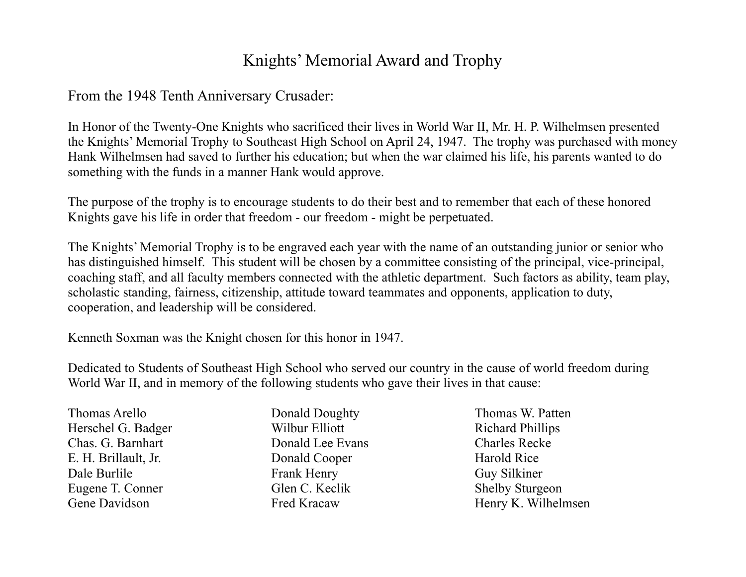# Knights' Memorial Award and Trophy

From the 1948 Tenth Anniversary Crusader:

In Honor of the Twenty-One Knights who sacrificed their lives in World War II, Mr. H. P. Wilhelmsen presented the Knights' Memorial Trophy to Southeast High School on April 24, 1947. The trophy was purchased with money Hank Wilhelmsen had saved to further his education; but when the war claimed his life, his parents wanted to do something with the funds in a manner Hank would approve.

The purpose of the trophy is to encourage students to do their best and to remember that each of these honored Knights gave his life in order that freedom - our freedom - might be perpetuated.

The Knights' Memorial Trophy is to be engraved each year with the name of an outstanding junior or senior who has distinguished himself. This student will be chosen by a committee consisting of the principal, vice-principal, coaching staff, and all faculty members connected with the athletic department. Such factors as ability, team play, scholastic standing, fairness, citizenship, attitude toward teammates and opponents, application to duty, cooperation, and leadership will be considered.

Kenneth Soxman was the Knight chosen for this honor in 1947.

Dedicated to Students of Southeast High School who served our country in the cause of world freedom during World War II, and in memory of the following students who gave their lives in that cause:

Thomas Arello
Herschel G. Badger
Chas. G. Barnhart
E. H. Brillault, Jr.
Dale Burlile
Eugene T. Conner
Gene Davidson
Donald Doughty
Wilbur Elliott
Donald Lee Evans
Donald Cooper
Frank Henry
Glen C. Keclik
Fred Kracaw
Thomas W. Patten
Richard Phillips
Charles Recke
Harold Rice
Guy Silkiner
Shelby Sturgeon
Henry K. Wilhelmsen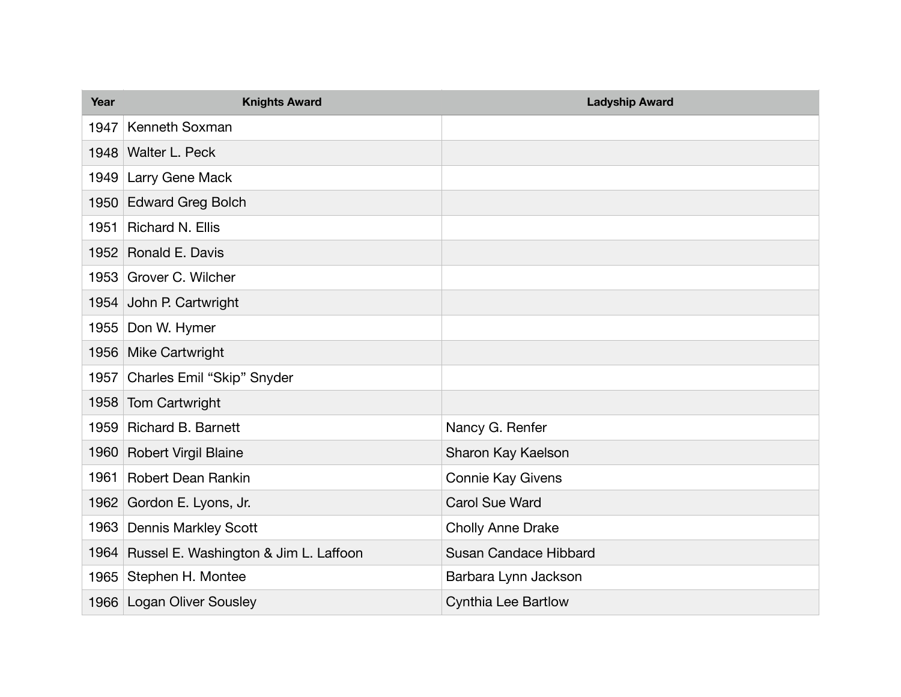| Year | Knights Award | Ladyship Award |
|---|---|---|
| 1947 | Kenneth Soxman | |
| 1948 | Walter L. Peck | |
| 1949 | Larry Gene Mack | |
| 1950 | Edward Greg Bolch | |
| 1951 | Richard N. Ellis | |
| 1952 | Ronald E. Davis | |
| 1953 | Grover C. Wilcher | |
| 1954 | John P. Cartwright | |
| 1955 | Don W. Hymer | |
| 1956 | Mike Cartwright | |
| 1957 | Charles Emil “Skip” Snyder | |
| 1958 | Tom Cartwright | |
| 1959 | Richard B. Barnett | Nancy G. Renfer |
| 1960 | Robert Virgil Blaine | Sharon Kay Kaelson |
| 1961 | Robert Dean Rankin | Connie Kay Givens |
| 1962 | Gordon E. Lyons, Jr. | Carol Sue Ward |
| 1963 | Dennis Markley Scott | Cholly Anne Drake |
| 1964 | Russel E. Washington & Jim L. Laffoon | Susan Candace Hibbard |
| 1965 | Stephen H. Montee | Barbara Lynn Jackson |
| 1966 | Logan Oliver Sousley | Cynthia Lee Bartlow |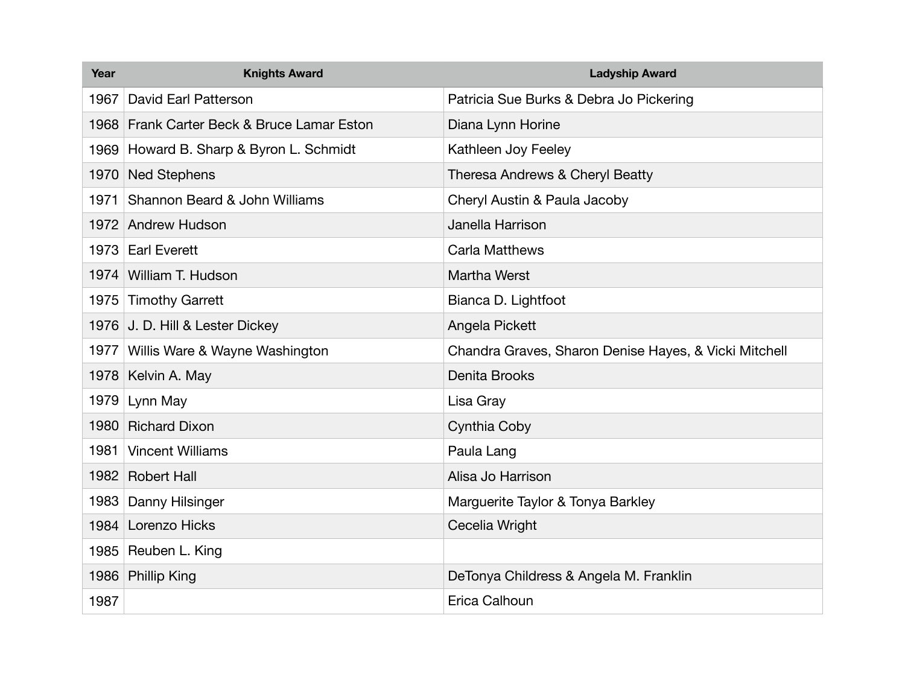| Year | Knights Award | Ladyship Award |
| --- | --- | --- |
| 1967 | David Earl Patterson | Patricia Sue Burks & Debra Jo Pickering |
| 1968 | Frank Carter Beck & Bruce Lamar Eston | Diana Lynn Horine |
| 1969 | Howard B. Sharp & Byron L. Schmidt | Kathleen Joy Feeley |
| 1970 | Ned Stephens | Theresa Andrews & Cheryl Beatty |
| 1971 | Shannon Beard & John Williams | Cheryl Austin & Paula Jacoby |
| 1972 | Andrew Hudson | Janella Harrison |
| 1973 | Earl Everett | Carla Matthews |
| 1974 | William T. Hudson | Martha Werst |
| 1975 | Timothy Garrett | Bianca D. Lightfoot |
| 1976 | J. D. Hill & Lester Dickey | Angela Pickett |
| 1977 | Willis Ware & Wayne Washington | Chandra Graves, Sharon Denise Hayes, & Vicki Mitchell |
| 1978 | Kelvin A. May | Denita Brooks |
| 1979 | Lynn May | Lisa Gray |
| 1980 | Richard Dixon | Cynthia Coby |
| 1981 | Vincent Williams | Paula Lang |
| 1982 | Robert Hall | Alisa Jo Harrison |
| 1983 | Danny Hilsinger | Marguerite Taylor & Tonya Barkley |
| 1984 | Lorenzo Hicks | Cecelia Wright |
| 1985 | Reuben L. King | |
| 1986 | Phillip King | DeTonya Childress & Angela M. Franklin |
| 1987 | | Erica Calhoun |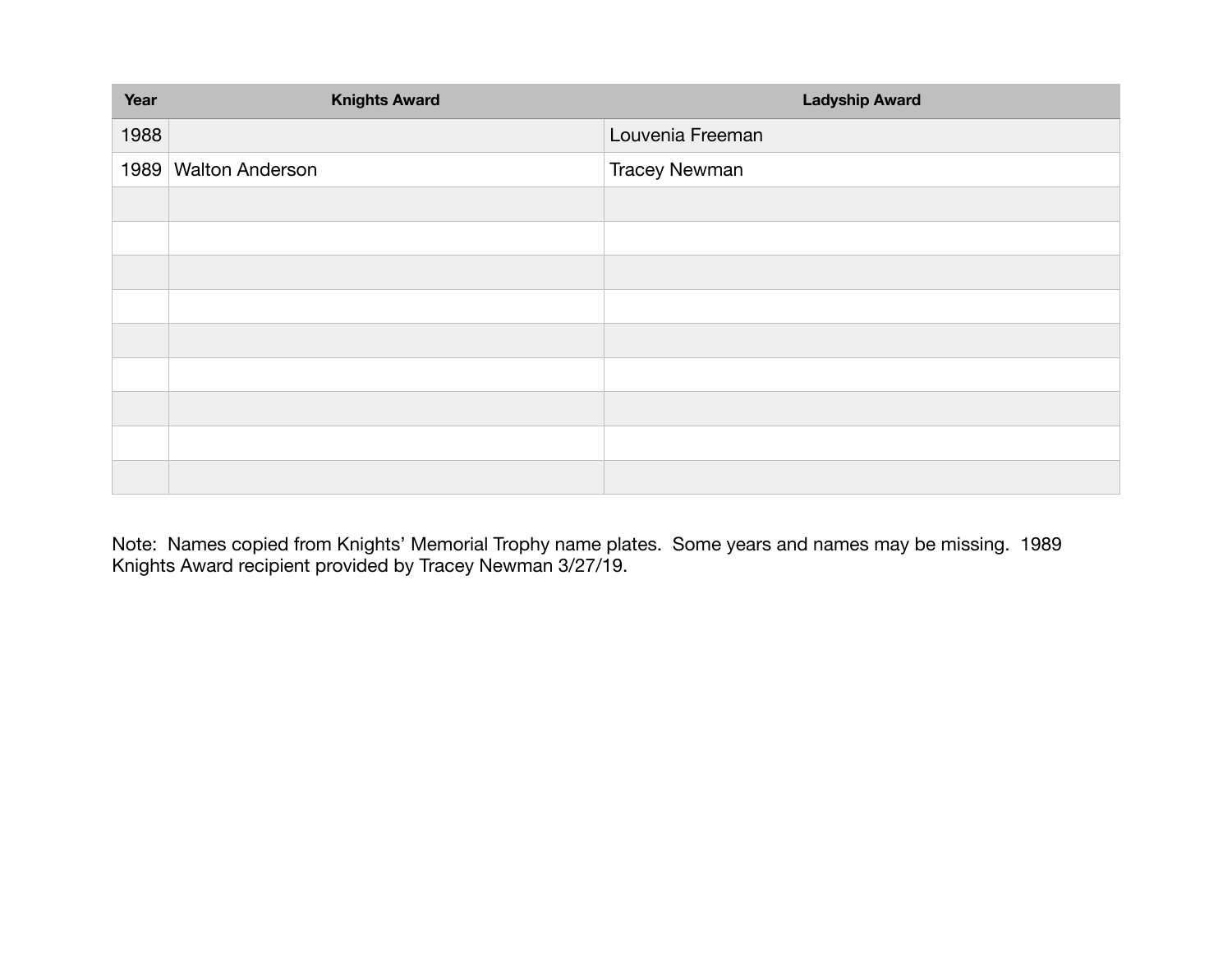| Year | Knights Award | Ladyship Award |
|---|---|---|
| 1988 | | Louvenia Freeman |
| 1989 | Walton Anderson | Tracey Newman |
| | | |
| | | |
| | | |
| | | |
| | | |
| | | |
| | | |
| | | |
| | | |

Note: Names copied from Knights' Memorial Trophy name plates. Some years and names may be missing. 1989 Knights Award recipient provided by Tracey Newman 3/27/19.